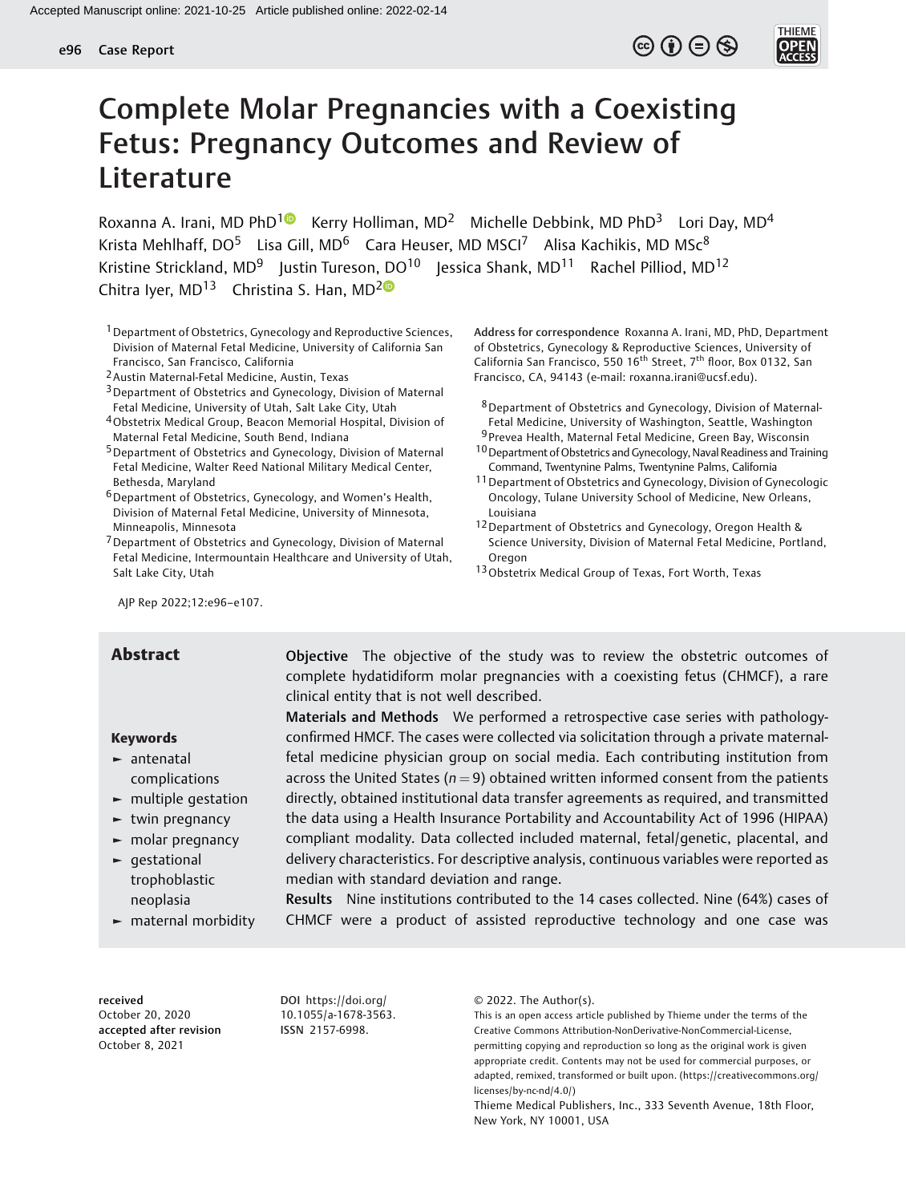Accepted Manuscript online: 2021-10-25 Article published online: 2022-02-14

Case Report

# Complete Molar Pregnancies with a Coexisting Fetus: Pregnancy Outcomes and Review of Literature

Roxanna A. Irani, MD PhD[1] Kerry Holliman, MD[2] Michelle Debbink, MD PhD[3] Lori Day, MD[4] Krista Mehlhaff, DO[5] Lisa Gill, MD[6] Cara Heuser, MD MSCI[7] Alisa Kachikis, MD MSc[8] Kristine Strickland, MD[9] Justin Tureson, DO[10] Jessica Shank, MD[11] Rachel Pilliod, MD[12] Chitra Iyer, MD[13] Christina S. Han, MD[2]

[1] Department of Obstetrics, Gynecology and Reproductive Sciences, Division of Maternal Fetal Medicine, University of California San Francisco, San Francisco, California
[2] Austin Maternal-Fetal Medicine, Austin, Texas
[3] Department of Obstetrics and Gynecology, Division of Maternal Fetal Medicine, University of Utah, Salt Lake City, Utah
[4] Obstetrix Medical Group, Beacon Memorial Hospital, Division of Maternal Fetal Medicine, South Bend, Indiana
[5] Department of Obstetrics and Gynecology, Division of Maternal Fetal Medicine, Walter Reed National Military Medical Center, Bethesda, Maryland
[6] Department of Obstetrics, Gynecology, and Women's Health, Division of Maternal Fetal Medicine, University of Minnesota, Minneapolis, Minnesota
[7] Department of Obstetrics and Gynecology, Division of Maternal Fetal Medicine, Intermountain Healthcare and University of Utah, Salt Lake City, Utah
[8] Department of Obstetrics and Gynecology, Division of Maternal-Fetal Medicine, University of Washington, Seattle, Washington
[9] Prevea Health, Maternal Fetal Medicine, Green Bay, Wisconsin
[10] Department of Obstetrics and Gynecology, Naval Readiness and Training Command, Twentynine Palms, Twentynine Palms, California
[11] Department of Obstetrics and Gynecology, Division of Gynecologic Oncology, Tulane University School of Medicine, New Orleans, Louisiana
[12] Department of Obstetrics and Gynecology, Oregon Health & Science University, Division of Maternal Fetal Medicine, Portland, Oregon
[13] Obstetrix Medical Group of Texas, Fort Worth, Texas

**Address for correspondence** Roxanna A. Irani, MD, PhD, Department of Obstetrics, Gynecology & Reproductive Sciences, University of California San Francisco, 550 16th Street, 7th floor, Box 0132, San Francisco, CA, 94143 (e-mail: roxanna.irani@ucsf.edu).

AJP Rep 2022;12:e96–e107.

## Abstract

**Objective** The objective of the study was to review the obstetric outcomes of complete hydatidiform molar pregnancies with a coexisting fetus (CHMCF), a rare clinical entity that is not well described.

**Materials and Methods** We performed a retrospective case series with pathology-confirmed HMCF. The cases were collected via solicitation through a private maternal-fetal medicine physician group on social media. Each contributing institution from across the United States ($n = 9$) obtained written informed consent from the patients directly, obtained institutional data transfer agreements as required, and transmitted the data using a Health Insurance Portability and Accountability Act of 1996 (HIPAA) compliant modality. Data collected included maternal, fetal/genetic, placental, and delivery characteristics. For descriptive analysis, continuous variables were reported as median with standard deviation and range.

**Results** Nine institutions contributed to the 14 cases collected. Nine (64%) cases of CHMCF were a product of assisted reproductive technology and one case was

**Keywords**

- antenatal complications
- multiple gestation
- twin pregnancy
- molar pregnancy
- gestational trophoblastic neoplasia
- maternal morbidity

**received** October 20, 2020
**accepted after revision** October 8, 2021

**DOI** https://doi.org/10.1055/a-1678-3563.
**ISSN** 2157-6998.

© 2022. The Author(s).
This is an open access article published by Thieme under the terms of the Creative Commons Attribution-NonDerivative-NonCommercial-License, permitting copying and reproduction so long as the original work is given appropriate credit. Contents may not be used for commercial purposes, or adapted, remixed, transformed or built upon. (https://creativecommons.org/licenses/by-nc-nd/4.0/)
Thieme Medical Publishers, Inc., 333 Seventh Avenue, 18th Floor, New York, NY 10001, USA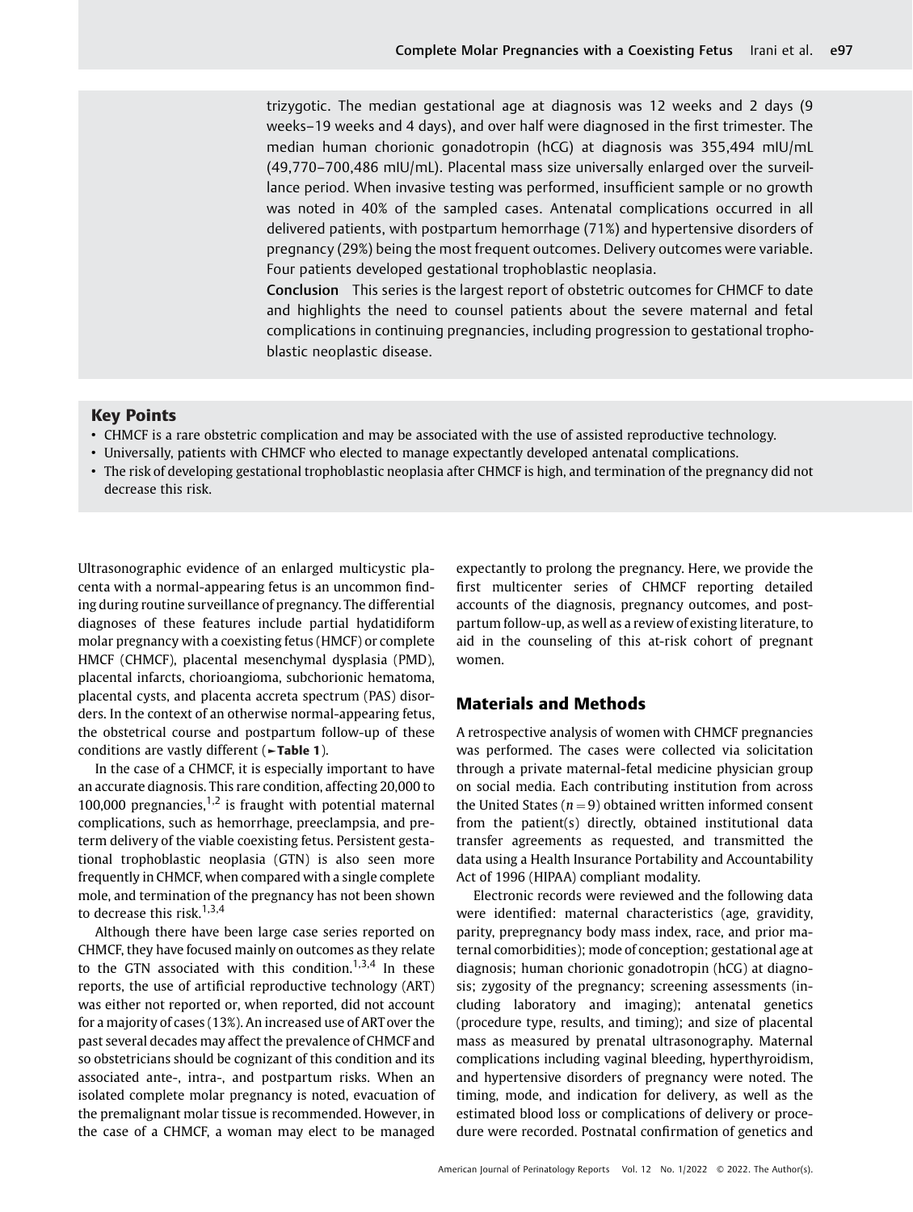trizygotic. The median gestational age at diagnosis was 12 weeks and 2 days (9 weeks–19 weeks and 4 days), and over half were diagnosed in the first trimester. The median human chorionic gonadotropin (hCG) at diagnosis was 355,494 mIU/mL (49,770–700,486 mIU/mL). Placental mass size universally enlarged over the surveillance period. When invasive testing was performed, insufficient sample or no growth was noted in 40% of the sampled cases. Antenatal complications occurred in all delivered patients, with postpartum hemorrhage (71%) and hypertensive disorders of pregnancy (29%) being the most frequent outcomes. Delivery outcomes were variable. Four patients developed gestational trophoblastic neoplasia.

**Conclusion** This series is the largest report of obstetric outcomes for CHMCF to date and highlights the need to counsel patients about the severe maternal and fetal complications in continuing pregnancies, including progression to gestational trophoblastic neoplastic disease.

## Key Points

- CHMCF is a rare obstetric complication and may be associated with the use of assisted reproductive technology.
- Universally, patients with CHMCF who elected to manage expectantly developed antenatal complications.
- The risk of developing gestational trophoblastic neoplasia after CHMCF is high, and termination of the pregnancy did not decrease this risk.

Ultrasonographic evidence of an enlarged multicystic placenta with a normal-appearing fetus is an uncommon finding during routine surveillance of pregnancy. The differential diagnoses of these features include partial hydatidiform molar pregnancy with a coexisting fetus (HMCF) or complete HMCF (CHMCF), placental mesenchymal dysplasia (PMD), placental infarcts, chorioangioma, subchorionic hematoma, placental cysts, and placenta accreta spectrum (PAS) disorders. In the context of an otherwise normal-appearing fetus, the obstetrical course and postpartum follow-up of these conditions are vastly different (►**Table 1**).

In the case of a CHMCF, it is especially important to have an accurate diagnosis. This rare condition, affecting 20,000 to 100,000 pregnancies,[1,2] is fraught with potential maternal complications, such as hemorrhage, preeclampsia, and preterm delivery of the viable coexisting fetus. Persistent gestational trophoblastic neoplasia (GTN) is also seen more frequently in CHMCF, when compared with a single complete mole, and termination of the pregnancy has not been shown to decrease this risk.[1,3,4]

Although there have been large case series reported on CHMCF, they have focused mainly on outcomes as they relate to the GTN associated with this condition.[1,3,4] In these reports, the use of artificial reproductive technology (ART) was either not reported or, when reported, did not account for a majority of cases (13%). An increased use of ART over the past several decades may affect the prevalence of CHMCF and so obstetricians should be cognizant of this condition and its associated ante-, intra-, and postpartum risks. When an isolated complete molar pregnancy is noted, evacuation of the premalignant molar tissue is recommended. However, in the case of a CHMCF, a woman may elect to be managed expectantly to prolong the pregnancy. Here, we provide the first multicenter series of CHMCF reporting detailed accounts of the diagnosis, pregnancy outcomes, and postpartum follow-up, as well as a review of existing literature, to aid in the counseling of this at-risk cohort of pregnant women.

## Materials and Methods

A retrospective analysis of women with CHMCF pregnancies was performed. The cases were collected via solicitation through a private maternal-fetal medicine physician group on social media. Each contributing institution from across the United States ($n = 9$) obtained written informed consent from the patient(s) directly, obtained institutional data transfer agreements as requested, and transmitted the data using a Health Insurance Portability and Accountability Act of 1996 (HIPAA) compliant modality.

Electronic records were reviewed and the following data were identified: maternal characteristics (age, gravidity, parity, prepregnancy body mass index, race, and prior maternal comorbidities); mode of conception; gestational age at diagnosis; human chorionic gonadotropin (hCG) at diagnosis; zygosity of the pregnancy; screening assessments (including laboratory and imaging); antenatal genetics (procedure type, results, and timing); and size of placental mass as measured by prenatal ultrasonography. Maternal complications including vaginal bleeding, hyperthyroidism, and hypertensive disorders of pregnancy were noted. The timing, mode, and indication for delivery, as well as the estimated blood loss or complications of delivery or procedure were recorded. Postnatal confirmation of genetics and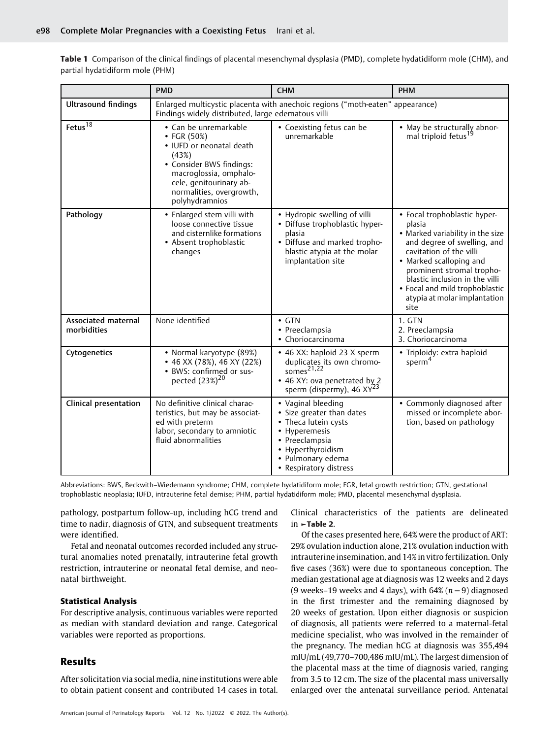**Table 1** Comparison of the clinical findings of placental mesenchymal dysplasia (PMD), complete hydatidiform mole (CHM), and partial hydatidiform mole (PHM)

| | PMD | CHM | PHM |
|---|---|---|---|
| **Ultrasound findings** | Enlarged multicystic placenta with anechoic regions ("moth-eaten" appearance)<br>Findings widely distributed, large edematous villi | | |
| **Fetus**[18] | • Can be unremarkable<br>• FGR (50%)<br>• IUFD or neonatal death (43%)<br>• Consider BWS findings: macroglossia, omphalocele, genitourinary abnormalities, overgrowth, polyhydramnios | • Coexisting fetus can be unremarkable | • May be structurally abnormal triploid fetus[19] |
| **Pathology** | • Enlarged stem villi with loose connective tissue and cisternlike formations<br>• Absent trophoblastic changes | • Hydropic swelling of villi<br>• Diffuse trophoblastic hyperplasia<br>• Diffuse and marked trophoblastic atypia at the molar implantation site | • Focal trophoblastic hyperplasia<br>• Marked variability in the size and degree of swelling, and cavitation of the villi<br>• Marked scalloping and prominent stromal trophoblastic inclusion in the villi<br>• Focal and mild trophoblastic atypia at molar implantation site |
| **Associated maternal morbidities** | None identified | • GTN<br>• Preeclampsia<br>• Choriocarcinoma | 1. GTN<br>2. Preeclampsia<br>3. Choriocarcinoma |
| **Cytogenetics** | • Normal karyotype (89%)<br>• 46 XX (78%), 46 XY (22%)<br>• BWS: confirmed or suspected (23%)[20] | • 46 XX: haploid 23 X sperm duplicates its own chromosomes[21,22]<br>• 46 XY: ova penetrated by 2 sperm (dispermy), 46 XY[23] | • Triploidy: extra haploid sperm[4] |
| **Clinical presentation** | No definitive clinical characteristics, but may be associated with preterm labor, secondary to amniotic fluid abnormalities | • Vaginal bleeding<br>• Size greater than dates<br>• Theca lutein cysts<br>• Hyperemesis<br>• Preeclampsia<br>• Hyperthyroidism<br>• Pulmonary edema<br>• Respiratory distress | • Commonly diagnosed after missed or incomplete abortion, based on pathology |

Abbreviations: BWS, Beckwith–Wiedemann syndrome; CHM, complete hydatidiform mole; FGR, fetal growth restriction; GTN, gestational trophoblastic neoplasia; IUFD, intrauterine fetal demise; PHM, partial hydatidiform mole; PMD, placental mesenchymal dysplasia.

pathology, postpartum follow-up, including hCG trend and time to nadir, diagnosis of GTN, and subsequent treatments were identified.

Fetal and neonatal outcomes recorded included any structural anomalies noted prenatally, intrauterine fetal growth restriction, intrauterine or neonatal fetal demise, and neonatal birthweight.

### Statistical Analysis

For descriptive analysis, continuous variables were reported as median with standard deviation and range. Categorical variables were reported as proportions.

## Results

After solicitation via social media, nine institutions were able to obtain patient consent and contributed 14 cases in total. Clinical characteristics of the patients are delineated in ►Table 2.

Of the cases presented here, 64% were the product of ART: 29% ovulation induction alone, 21% ovulation induction with intrauterine insemination, and 14% in vitro fertilization. Only five cases (36%) were due to spontaneous conception. The median gestational age at diagnosis was 12 weeks and 2 days (9 weeks–19 weeks and 4 days), with 64% ($n = 9$) diagnosed in the first trimester and the remaining diagnosed by 20 weeks of gestation. Upon either diagnosis or suspicion of diagnosis, all patients were referred to a maternal-fetal medicine specialist, who was involved in the remainder of the pregnancy. The median hCG at diagnosis was 355,494 mIU/mL (49,770–700,486 mIU/mL). The largest dimension of the placental mass at the time of diagnosis varied, ranging from 3.5 to 12 cm. The size of the placental mass universally enlarged over the antenatal surveillance period. Antenatal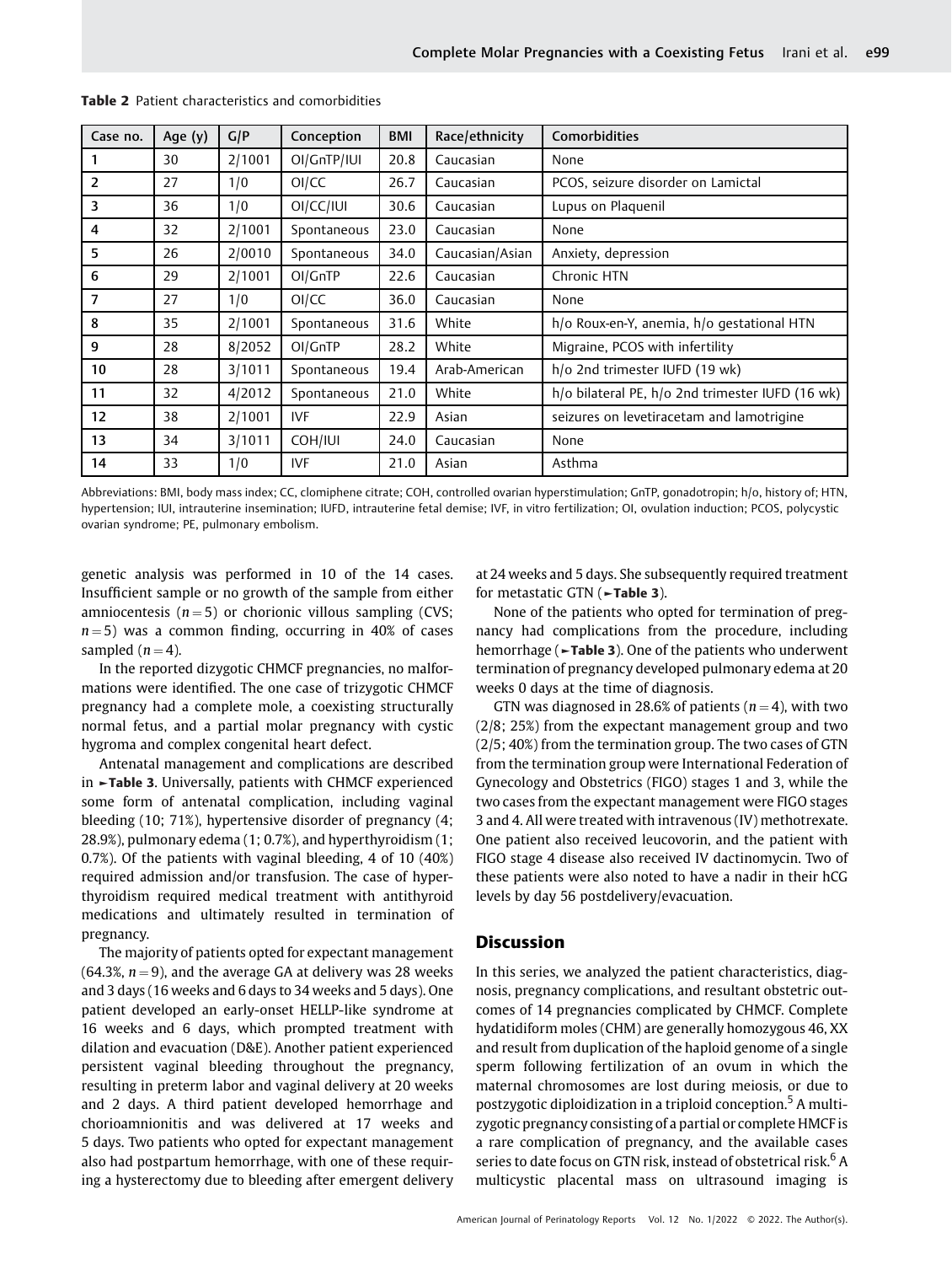**Table 2** Patient characteristics and comorbidities

| Case no. | Age (y) | G/P | Conception | BMI | Race/ethnicity | Comorbidities |
|---|---|---|---|---|---|---|
| 1 | 30 | 2/1001 | OI/GnTP/IUI | 20.8 | Caucasian | None |
| 2 | 27 | 1/0 | OI/CC | 26.7 | Caucasian | PCOS, seizure disorder on Lamictal |
| 3 | 36 | 1/0 | OI/CC/IUI | 30.6 | Caucasian | Lupus on Plaquenil |
| 4 | 32 | 2/1001 | Spontaneous | 23.0 | Caucasian | None |
| 5 | 26 | 2/0010 | Spontaneous | 34.0 | Caucasian/Asian | Anxiety, depression |
| 6 | 29 | 2/1001 | OI/GnTP | 22.6 | Caucasian | Chronic HTN |
| 7 | 27 | 1/0 | OI/CC | 36.0 | Caucasian | None |
| 8 | 35 | 2/1001 | Spontaneous | 31.6 | White | h/o Roux-en-Y, anemia, h/o gestational HTN |
| 9 | 28 | 8/2052 | OI/GnTP | 28.2 | White | Migraine, PCOS with infertility |
| 10 | 28 | 3/1011 | Spontaneous | 19.4 | Arab-American | h/o 2nd trimester IUFD (19 wk) |
| 11 | 32 | 4/2012 | Spontaneous | 21.0 | White | h/o bilateral PE, h/o 2nd trimester IUFD (16 wk) |
| 12 | 38 | 2/1001 | IVF | 22.9 | Asian | seizures on levetiracetam and lamotrigine |
| 13 | 34 | 3/1011 | COH/IUI | 24.0 | Caucasian | None |
| 14 | 33 | 1/0 | IVF | 21.0 | Asian | Asthma |

Abbreviations: BMI, body mass index; CC, clomiphene citrate; COH, controlled ovarian hyperstimulation; GnTP, gonadotropin; h/o, history of; HTN, hypertension; IUI, intrauterine insemination; IUFD, intrauterine fetal demise; IVF, in vitro fertilization; OI, ovulation induction; PCOS, polycystic ovarian syndrome; PE, pulmonary embolism.

genetic analysis was performed in 10 of the 14 cases. Insufficient sample or no growth of the sample from either amniocentesis ($n = 5$) or chorionic villous sampling (CVS; $n = 5$) was a common finding, occurring in 40% of cases sampled ($n = 4$).

In the reported dizygotic CHMCF pregnancies, no malformations were identified. The one case of trizygotic CHMCF pregnancy had a complete mole, a coexisting structurally normal fetus, and a partial molar pregnancy with cystic hygroma and complex congenital heart defect.

Antenatal management and complications are described in ►Table 3. Universally, patients with CHMCF experienced some form of antenatal complication, including vaginal bleeding (10; 71%), hypertensive disorder of pregnancy (4; 28.9%), pulmonary edema (1; 0.7%), and hyperthyroidism (1; 0.7%). Of the patients with vaginal bleeding, 4 of 10 (40%) required admission and/or transfusion. The case of hyperthyroidism required medical treatment with antithyroid medications and ultimately resulted in termination of pregnancy.

The majority of patients opted for expectant management (64.3%, $n = 9$), and the average GA at delivery was 28 weeks and 3 days (16 weeks and 6 days to 34 weeks and 5 days). One patient developed an early-onset HELLP-like syndrome at 16 weeks and 6 days, which prompted treatment with dilation and evacuation (D&E). Another patient experienced persistent vaginal bleeding throughout the pregnancy, resulting in preterm labor and vaginal delivery at 20 weeks and 2 days. A third patient developed hemorrhage and chorioamnionitis and was delivered at 17 weeks and 5 days. Two patients who opted for expectant management also had postpartum hemorrhage, with one of these requiring a hysterectomy due to bleeding after emergent delivery at 24 weeks and 5 days. She subsequently required treatment for metastatic GTN (►Table 3).

None of the patients who opted for termination of pregnancy had complications from the procedure, including hemorrhage (►Table 3). One of the patients who underwent termination of pregnancy developed pulmonary edema at 20 weeks 0 days at the time of diagnosis.

GTN was diagnosed in 28.6% of patients ($n = 4$), with two (2/8; 25%) from the expectant management group and two (2/5; 40%) from the termination group. The two cases of GTN from the termination group were International Federation of Gynecology and Obstetrics (FIGO) stages 1 and 3, while the two cases from the expectant management were FIGO stages 3 and 4. All were treated with intravenous (IV) methotrexate. One patient also received leucovorin, and the patient with FIGO stage 4 disease also received IV dactinomycin. Two of these patients were also noted to have a nadir in their hCG levels by day 56 postdelivery/evacuation.

## Discussion

In this series, we analyzed the patient characteristics, diagnosis, pregnancy complications, and resultant obstetric outcomes of 14 pregnancies complicated by CHMCF. Complete hydatidiform moles (CHM) are generally homozygous 46, XX and result from duplication of the haploid genome of a single sperm following fertilization of an ovum in which the maternal chromosomes are lost during meiosis, or due to postzygotic diploidization in a triploid conception.[5] A multizygotic pregnancy consisting of a partial or complete HMCF is a rare complication of pregnancy, and the available cases series to date focus on GTN risk, instead of obstetrical risk.[6] A multicystic placental mass on ultrasound imaging is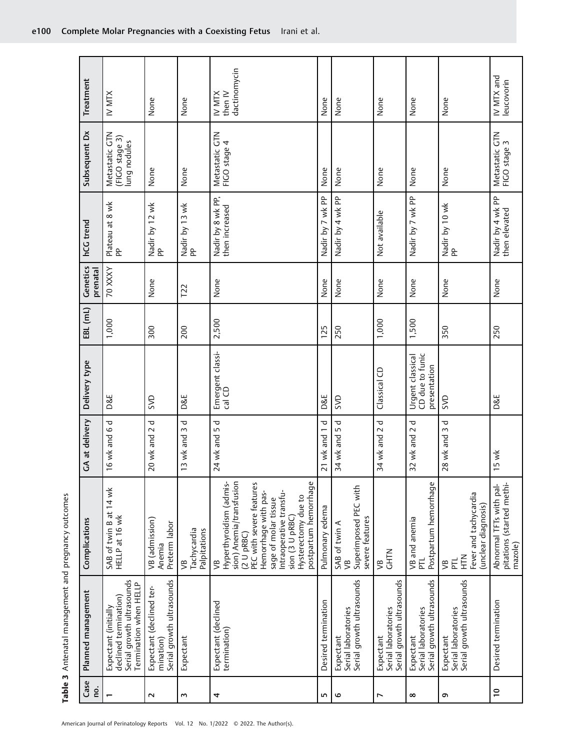**Table 3** Antenatal management and pregnancy outcomes

| Case no. | Planned management | Complications | GA at delivery | Delivery type | EBL (mL) | Genetics prenatal | hCG trend | Subsequent Dx | Treatment |
|---|---|---|---|---|---|---|---|---|---|
| 1 | Expectant (initially declined termination) Serial growth ultrasounds Termination when HELLP | SAB of twin B at 14 wk HELLP at 16 wk | 16 wk and 6 d | D&E | 1,000 | 70 XXXY | Plateau at 8 wk PP | Metastatic GTN (FIGO stage 3) lung nodules | IV MTX |
| 2 | Expectant (declined termination) Serial growth ultrasounds | VB (admission) Anemia Preterm labor | 20 wk and 2 d | SVD | 300 | None | Nadir by 12 wk PP | None | None |
| 3 | Expectant | VB Tachycardia Palpitations | 13 wk and 3 d | D&E | 200 | T22 | Nadir by 13 wk PP | None | None |
| 4 | Expectant (declined termination) | VB Hyperthyroidism (admission) Anemia/transfusion (2 U pRBC) PEC with severe features Hemorrhage with passage of molar tissue Intraoperative transfusion (3 U pRBC) Hysterectomy due to postpartum hemorrhage | 24 wk and 5 d | Emergent classical CD | 2,500 | None | Nadir by 8 wk PP, then increased | Metastatic GTN FIGO stage 4 | IV MTX then IV dactinomycin |
| 5 | Desired termination | Pulmonary edema | 21 wk and 1 d | D&E | 125 | None | Nadir by 7 wk PP | None | None |
| 6 | Expectant Serial laboratories Serial growth ultrasounds | SAB of twin A VB Superimposed PEC with severe features | 34 wk and 5 d | SVD | 250 | None | Nadir by 4 wk PP | None | None |
| 7 | Expectant Serial laboratories Serial growth ultrasounds | VB GHTN | 34 wk and 2 d | Classical CD | 1,000 | None | Not available | None | None |
| 8 | Expectant Serial laboratories Serial growth ultrasounds | VB and anemia PTL Postpartum hemorrhage | 32 wk and 2 d | Urgent classical CD due to funic presentation | 1,500 | None | Nadir by 7 wk PP | None | None |
| 9 | Expectant Serial laboratories Serial growth ultrasounds | VB PTL HTN Fever and tachycardia (unclear diagnosis) | 28 wk and 3 d | SVD | 350 | None | Nadir by 10 wk PP | None | None |
| 10 | Desired termination | Abnormal TFTs with palpitations (started methimazole) | 15 wk | D&E | 250 | None | Nadir by 4 wk PP then elevated | Metastatic GTN FIGO stage 3 | IV MTX and leucovorin |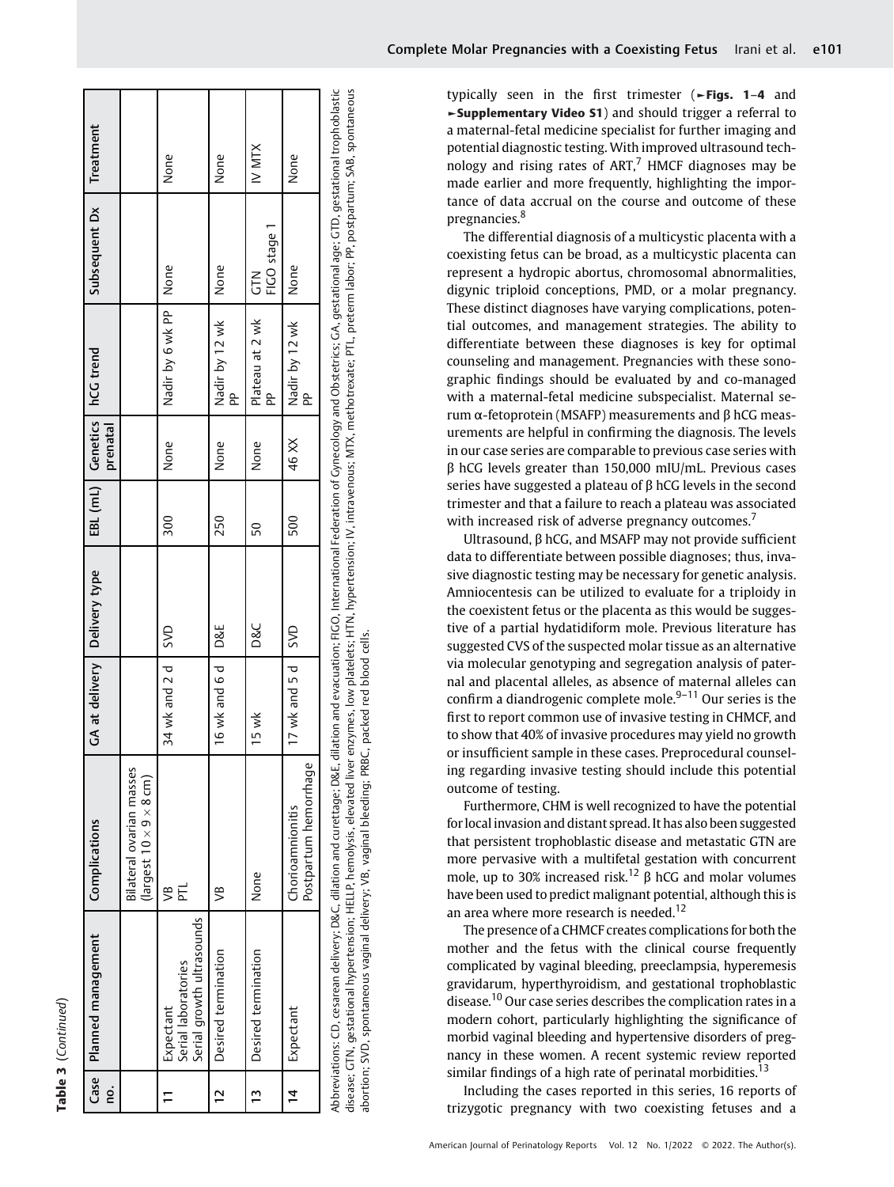**Table 3** (*Continued*)

| Case no. | Planned management | Complications | GA at delivery | Delivery type | EBL (mL) | Genetics prenatal | hCG trend | Subsequent Dx | Treatment |
|---|---|---|---|---|---|---|---|---|---|
| | | Bilateral ovarian masses (largest 10 × 9 × 8 cm) | | | | | | | |
| 11 | Expectant<br>Serial laboratories<br>Serial growth ultrasounds | VB<br>PTL | 34 wk and 2 d | SVD | 300 | None | Nadir by 6 wk PP | None | None |
| 12 | Desired termination | VB | 16 wk and 6 d | D&E | 250 | None | Nadir by 12 wk PP | None | None |
| 13 | Desired termination | None | 15 wk | D&C | 50 | None | Plateau at 2 wk PP | GTN<br>FIGO stage 1 | IV MTX |
| 14 | Expectant | Chorioamnionitis<br>Postpartum hemorrhage | 17 wk and 5 d | SVD | 500 | 46 XX | Nadir by 12 wk PP | None | None |

Abbreviations: CD, cesarean delivery; D&C, dilation and curettage; D&E, dilation and evacuation; FIGO, International Federation of Gynecology and Obstetrics; GA, gestational age; GTD, gestational trophoblastic disease; GTN, gestational hypertension; HELLP, hemolysis, elevated liver enzymes, low platelets; HTN, hypertension; IV, intravenous; MTX, methotrexate; PTL, preterm labor; PP, postpartum; SAB, spontaneous abortion; SVD, spontaneous vaginal delivery; VB, vaginal bleeding; PRBC, packed red blood cells.

typically seen in the first trimester (►**Figs. 1–4** and ►**Supplementary Video S1**) and should trigger a referral to a maternal-fetal medicine specialist for further imaging and potential diagnostic testing. With improved ultrasound technology and rising rates of ART,[7] HMCF diagnoses may be made earlier and more frequently, highlighting the importance of data accrual on the course and outcome of these pregnancies.[8]

The differential diagnosis of a multicystic placenta with a coexisting fetus can be broad, as a multicystic placenta can represent a hydropic abortus, chromosomal abnormalities, digynic triploid conceptions, PMD, or a molar pregnancy. These distinct diagnoses have varying complications, potential outcomes, and management strategies. The ability to differentiate between these diagnoses is key for optimal counseling and management. Pregnancies with these sonographic findings should be evaluated by and co-managed with a maternal-fetal medicine subspecialist. Maternal serum α-fetoprotein (MSAFP) measurements and β hCG measurements are helpful in confirming the diagnosis. The levels in our case series are comparable to previous case series with β hCG levels greater than 150,000 mIU/mL. Previous cases series have suggested a plateau of β hCG levels in the second trimester and that a failure to reach a plateau was associated with increased risk of adverse pregnancy outcomes.[7]

Ultrasound, β hCG, and MSAFP may not provide sufficient data to differentiate between possible diagnoses; thus, invasive diagnostic testing may be necessary for genetic analysis. Amniocentesis can be utilized to evaluate for a triploidy in the coexistent fetus or the placenta as this would be suggestive of a partial hydatidiform mole. Previous literature has suggested CVS of the suspected molar tissue as an alternative via molecular genotyping and segregation analysis of paternal and placental alleles, as absence of maternal alleles can confirm a diandrogenic complete mole.[9–11] Our series is the first to report common use of invasive testing in CHMCF, and to show that 40% of invasive procedures may yield no growth or insufficient sample in these cases. Preprocedural counseling regarding invasive testing should include this potential outcome of testing.

Furthermore, CHM is well recognized to have the potential for local invasion and distant spread. It has also been suggested that persistent trophoblastic disease and metastatic GTN are more pervasive with a multifetal gestation with concurrent mole, up to 30% increased risk.[12] β hCG and molar volumes have been used to predict malignant potential, although this is an area where more research is needed.[12]

The presence of a CHMCF creates complications for both the mother and the fetus with the clinical course frequently complicated by vaginal bleeding, preeclampsia, hyperemesis gravidarum, hyperthyroidism, and gestational trophoblastic disease.[10] Our case series describes the complication rates in a modern cohort, particularly highlighting the significance of morbid vaginal bleeding and hypertensive disorders of pregnancy in these women. A recent systemic review reported similar findings of a high rate of perinatal morbidities.[13]

Including the cases reported in this series, 16 reports of trizygotic pregnancy with two coexisting fetuses and a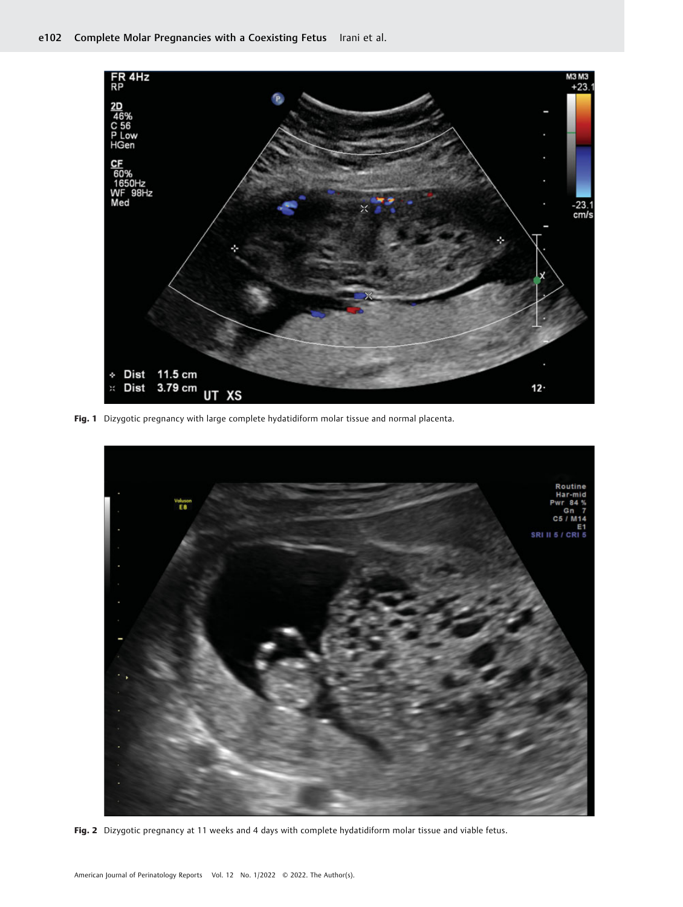Fig. 1 Dizygotic pregnancy with large complete hydatidiform molar tissue and normal placenta.

Fig. 2 Dizygotic pregnancy at 11 weeks and 4 days with complete hydatidiform molar tissue and viable fetus.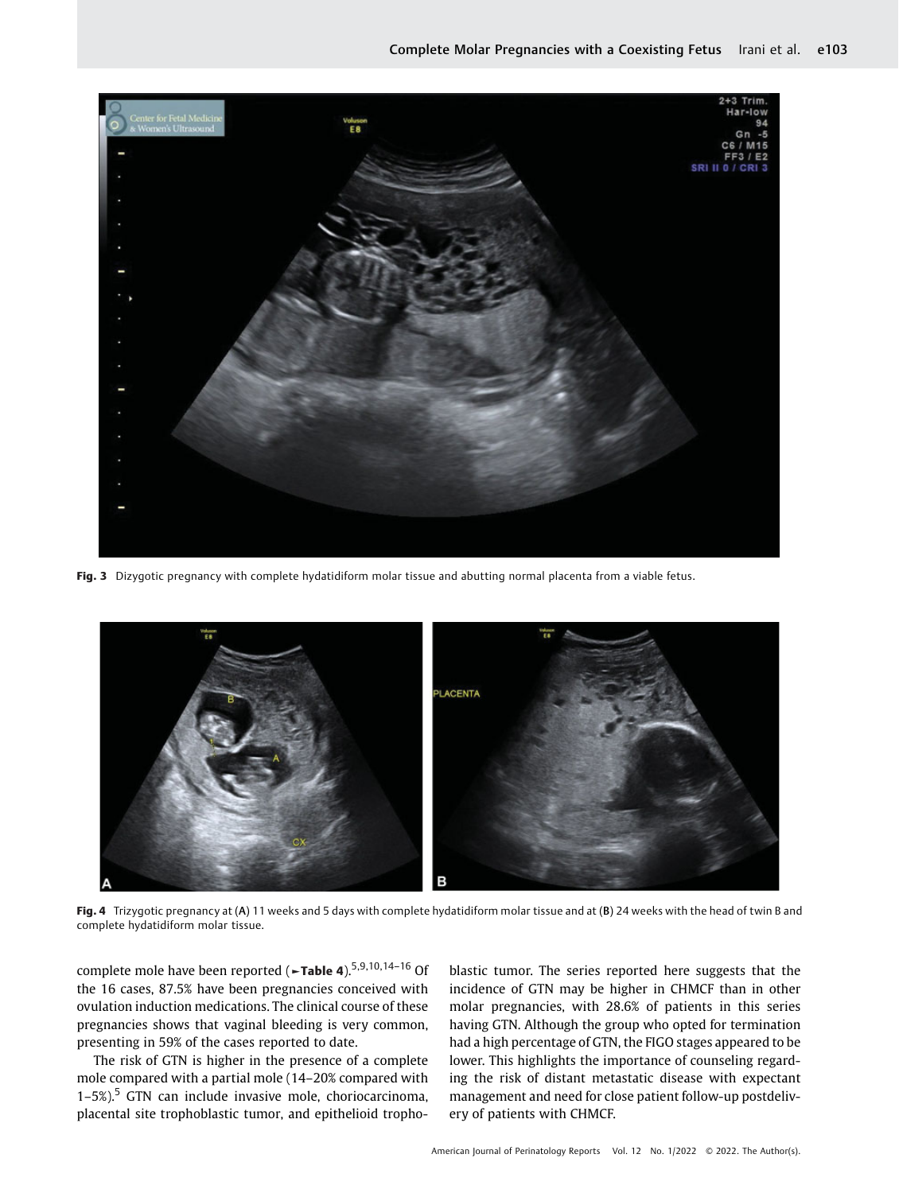Fig. 3 Dizygotic pregnancy with complete hydatidiform molar tissue and abutting normal placenta from a viable fetus.

Fig. 4 Trizygotic pregnancy at (A) 11 weeks and 5 days with complete hydatidiform molar tissue and at (B) 24 weeks with the head of twin B and complete hydatidiform molar tissue.

complete mole have been reported (►Table 4).[5,9,10,14–16] Of the 16 cases, 87.5% have been pregnancies conceived with ovulation induction medications. The clinical course of these pregnancies shows that vaginal bleeding is very common, presenting in 59% of the cases reported to date.

The risk of GTN is higher in the presence of a complete mole compared with a partial mole (14–20% compared with 1–5%).[5] GTN can include invasive mole, choriocarcinoma, placental site trophoblastic tumor, and epithelioid trophoblastic tumor. The series reported here suggests that the incidence of GTN may be higher in CHMCF than in other molar pregnancies, with 28.6% of patients in this series having GTN. Although the group who opted for termination had a high percentage of GTN, the FIGO stages appeared to be lower. This highlights the importance of counseling regarding the risk of distant metastatic disease with expectant management and need for close patient follow-up postdelivery of patients with CHMCF.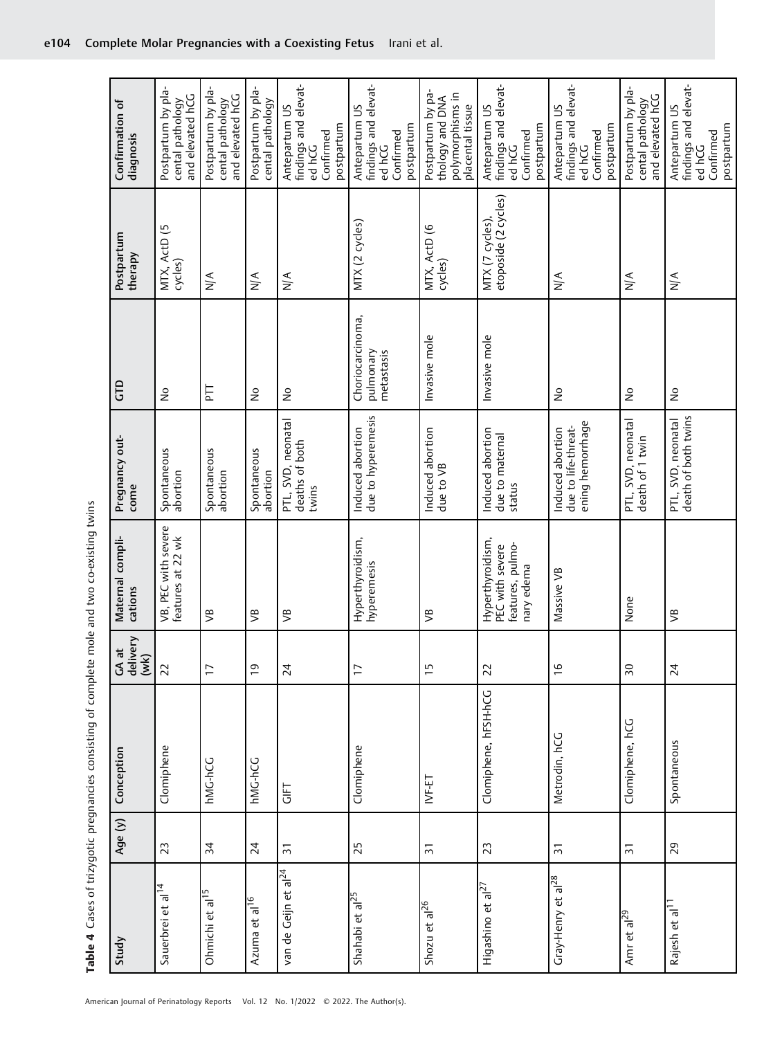**Table 4** Cases of trizygotic pregnancies consisting of complete mole and two co-existing twins

| Study | Age (y) | Conception | GA at delivery (wk) | Maternal complications | Pregnancy outcome | GTD | Postpartum therapy | Confirmation of diagnosis |
|---|---|---|---|---|---|---|---|---|
| Sauerbrei et al[14] | 23 | Clomiphene | 22 | VB, PEC with severe features at 22 wk | Spontaneous abortion | No | MTX, ActD (5 cycles) | Postpartum by placental pathology and elevated hCG |
| Ohmichi et al[15] | 34 | hMG-hCG | 17 | VB | Spontaneous abortion | PTT | N/A | Postpartum by placental pathology and elevated hCG |
| Azuma et al[16] | 24 | hMG-hCG | 19 | VB | Spontaneous abortion | No | N/A | Postpartum by placental pathology |
| van de Geijn et al[24] | 31 | GIFT | 24 | VB | PTL, SVD, neonatal deaths of both twins | No | N/A | Antepartum US findings and elevated hCG Confirmed postpartum |
| Shahabi et al[25] | 25 | Clomiphene | 17 | Hyperthyroidism, hyperemesis | Induced abortion due to hyperemesis | Choriocarcinoma, pulmonary metastasis | MTX (2 cycles) | Antepartum US findings and elevated hCG Confirmed postpartum |
| Shozu et al[26] | 31 | IVF-ET | 15 | VB | Induced abortion due to VB | Invasive mole | MTX, ActD (6 cycles) | Postpartum by pathology and DNA polymorphisms in placental tissue |
| Higashino et al[27] | 23 | Clomiphene, hFSH-hCG | 22 | Hyperthyroidism, PEC with severe features, pulmonary edema | Induced abortion due to maternal status | Invasive mole | MTX (7 cycles), etoposide (2 cycles) | Antepartum US findings and elevated hCG Confirmed postpartum |
| Gray-Henry et al[28] | 31 | Metrodin, hCG | 16 | Massive VB | Induced abortion due to life-threatening hemorrhage | No | N/A | Antepartum US findings and elevated hCG Confirmed postpartum |
| Amr et al[29] | 31 | Clomiphene, hCG | 30 | None | PTL, SVD, neonatal death of 1 twin | No | N/A | Postpartum by placental pathology and elevated hCG |
| Rajesh et al[11] | 29 | Spontaneous | 24 | VB | PTL, SVD, neonatal death of both twins | No | N/A | Antepartum US findings and elevated hCG Confirmed postpartum |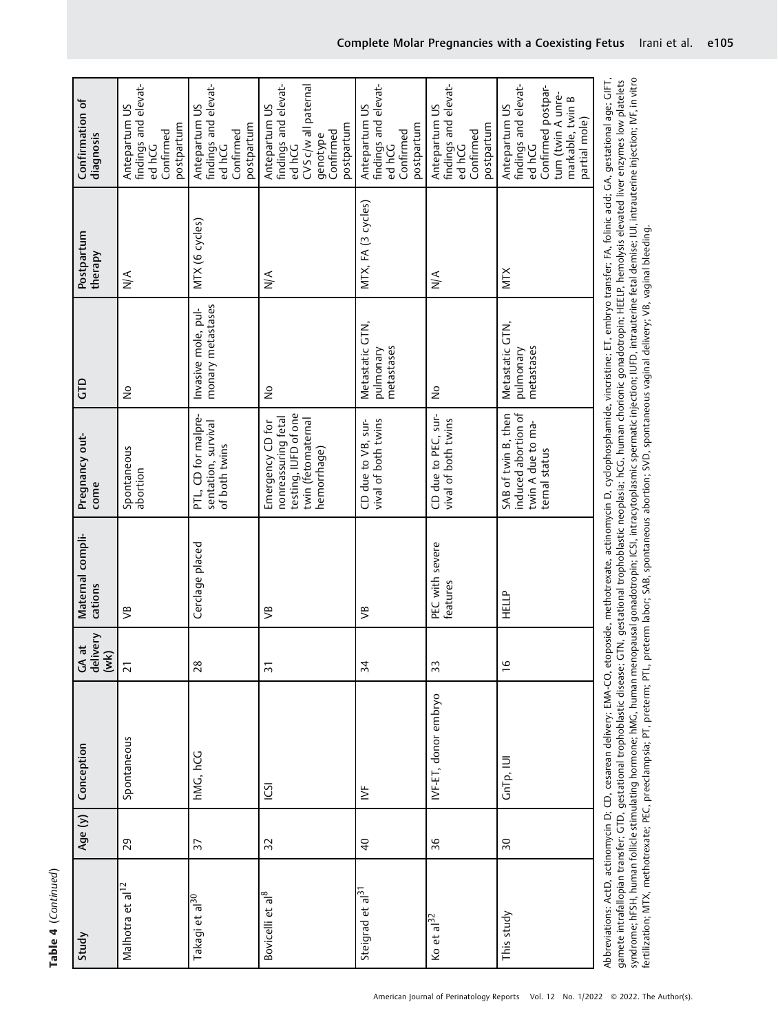**Table 4** (*Continued*)

| Study | Age (y) | Conception | GA at delivery (wk) | Maternal complications | Pregnancy outcome | GTD | Postpartum therapy | Confirmation of diagnosis |
|---|---|---|---|---|---|---|---|---|
| Malhotra et al[12] | 29 | Spontaneous | 21 | VB | Spontaneous abortion | No | N/A | Antepartum US findings and elevated hCG Confirmed postpartum |
| Takagi et al[30] | 37 | hMG, hCG | 28 | Cerclage placed | PTL, CD for malpresentation, survival of both twins | Invasive mole, pulmonary metastases | MTX (6 cycles) | Antepartum US findings and elevated hCG Confirmed postpartum |
| Bovicelli et al[8] | 32 | ICSI | 31 | VB | Emergency CD for nonreassuring fetal testing, IUFD of one twin (fetomaternal hemorrhage) | No | N/A | Antepartum US findings and elevated hCG CVS c/w all paternal genotype Confirmed postpartum |
| Steigrad et al[31] | 40 | IVF | 34 | VB | CD due to VB, survival of both twins | Metastatic GTN, pulmonary metastases | MTX, FA (3 cycles) | Antepartum US findings and elevated hCG Confirmed postpartum |
| Ko et al[32] | 36 | IVF-ET, donor embryo | 33 | PEC with severe features | CD due to PEC, survival of both twins | No | N/A | Antepartum US findings and elevated hCG Confirmed postpartum |
| This study | 30 | GnTp, IUI | 16 | HELLP | SAB of twin B, then induced abortion of twin A due to maternal status | Metastatic GTN, pulmonary metastases | MTX | Antepartum US findings and elevated hCG Confirmed postpartum (twin A unremarkable, twin B partial mole) |

Abbreviations: ActD, actinomycin D; CD, cesarean delivery; EMA-CO, etoposide, methotrexate, actinomycin D, cyclophosphamide, vincristine; ET, embryo transfer; FA, folinic acid; GA, gestational age; GIFT, gamete intrafallopian transfer; GTD, gestational trophoblastic disease; GTN, gestational trophoblastic neoplasia; hCG, human chorionic gonadotropin; HEELP, hemolysis elevated liver enzymes low platelets syndrome; hFSH, human follicle stimulating hormone; hMG, human menopausal gonadotropin; ICSI, intracytoplasmic spermatic injection; IUFD, intrauterine fetal demise; IUI, intrauterine injection; IVF, in vitro fertilization; MTX, methotrexate; PEC, preeclampsia; PT, preterm; PTL, preterm labor; SAB, spontaneous abortion; SVD, spontaneous vaginal delivery; VB, vaginal bleeding.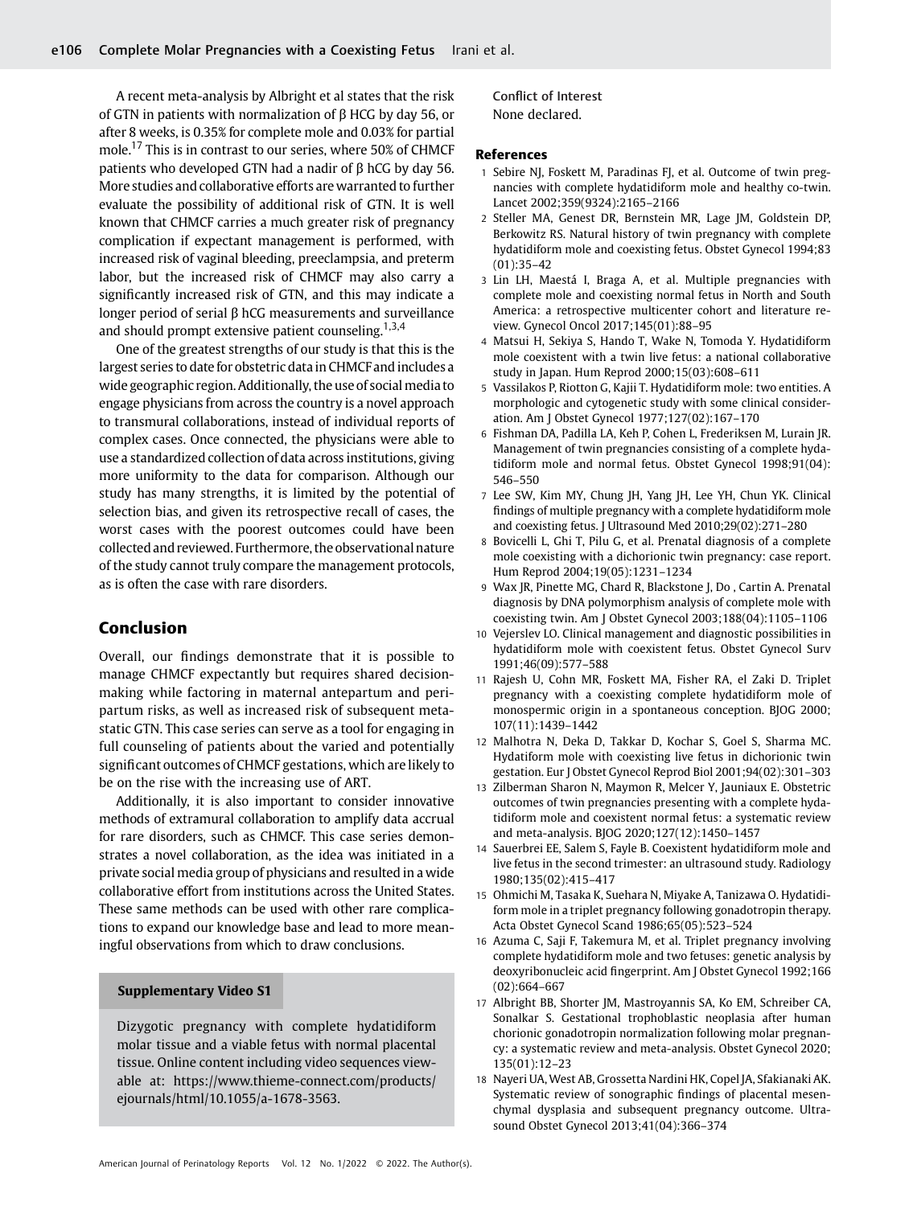A recent meta-analysis by Albright et al states that the risk of GTN in patients with normalization of β HCG by day 56, or after 8 weeks, is 0.35% for complete mole and 0.03% for partial mole.[17] This is in contrast to our series, where 50% of CHMCF patients who developed GTN had a nadir of β hCG by day 56. More studies and collaborative efforts are warranted to further evaluate the possibility of additional risk of GTN. It is well known that CHMCF carries a much greater risk of pregnancy complication if expectant management is performed, with increased risk of vaginal bleeding, preeclampsia, and preterm labor, but the increased risk of CHMCF may also carry a significantly increased risk of GTN, and this may indicate a longer period of serial β hCG measurements and surveillance and should prompt extensive patient counseling.[1,3,4]

One of the greatest strengths of our study is that this is the largest series to date for obstetric data in CHMCF and includes a wide geographic region. Additionally, the use of social media to engage physicians from across the country is a novel approach to transmural collaborations, instead of individual reports of complex cases. Once connected, the physicians were able to use a standardized collection of data across institutions, giving more uniformity to the data for comparison. Although our study has many strengths, it is limited by the potential of selection bias, and given its retrospective recall of cases, the worst cases with the poorest outcomes could have been collected and reviewed. Furthermore, the observational nature of the study cannot truly compare the management protocols, as is often the case with rare disorders.

## Conclusion

Overall, our findings demonstrate that it is possible to manage CHMCF expectantly but requires shared decision-making while factoring in maternal antepartum and peripartum risks, as well as increased risk of subsequent metastatic GTN. This case series can serve as a tool for engaging in full counseling of patients about the varied and potentially significant outcomes of CHMCF gestations, which are likely to be on the rise with the increasing use of ART.

Additionally, it is also important to consider innovative methods of extramural collaboration to amplify data accrual for rare disorders, such as CHMCF. This case series demonstrates a novel collaboration, as the idea was initiated in a private social media group of physicians and resulted in a wide collaborative effort from institutions across the United States. These same methods can be used with other rare complications to expand our knowledge base and lead to more meaningful observations from which to draw conclusions.

**Supplementary Video S1**

Dizygotic pregnancy with complete hydatidiform molar tissue and a viable fetus with normal placental tissue. Online content including video sequences viewable at: https://www.thieme-connect.com/products/ejournals/html/10.1055/a-1678-3563.

Conflict of Interest
None declared.

## References

1. Sebire NJ, Foskett M, Paradinas FJ, et al. Outcome of twin pregnancies with complete hydatidiform mole and healthy co-twin. Lancet 2002;359(9324):2165–2166
2. Steller MA, Genest DR, Bernstein MR, Lage JM, Goldstein DP, Berkowitz RS. Natural history of twin pregnancy with complete hydatidiform mole and coexisting fetus. Obstet Gynecol 1994;83(01):35–42
3. Lin LH, Maestá I, Braga A, et al. Multiple pregnancies with complete mole and coexisting normal fetus in North and South America: a retrospective multicenter cohort and literature review. Gynecol Oncol 2017;145(01):88–95
4. Matsui H, Sekiya S, Hando T, Wake N, Tomoda Y. Hydatidiform mole coexistent with a twin live fetus: a national collaborative study in Japan. Hum Reprod 2000;15(03):608–611
5. Vassilakos P, Riotton G, Kajii T. Hydatidiform mole: two entities. A morphologic and cytogenetic study with some clinical consideration. Am J Obstet Gynecol 1977;127(02):167–170
6. Fishman DA, Padilla LA, Keh P, Cohen L, Frederiksen M, Lurain JR. Management of twin pregnancies consisting of a complete hydatidiform mole and normal fetus. Obstet Gynecol 1998;91(04):546–550
7. Lee SW, Kim MY, Chung JH, Yang JH, Lee YH, Chun YK. Clinical findings of multiple pregnancy with a complete hydatidiform mole and coexisting fetus. J Ultrasound Med 2010;29(02):271–280
8. Bovicelli L, Ghi T, Pilu G, et al. Prenatal diagnosis of a complete mole coexisting with a dichorionic twin pregnancy: case report. Hum Reprod 2004;19(05):1231–1234
9. Wax JR, Pinette MG, Chard R, Blackstone J, Do , Cartin A. Prenatal diagnosis by DNA polymorphism analysis of complete mole with coexisting twin. Am J Obstet Gynecol 2003;188(04):1105–1106
10. Vejerslev LO. Clinical management and diagnostic possibilities in hydatidiform mole with coexistent fetus. Obstet Gynecol Surv 1991;46(09):577–588
11. Rajesh U, Cohn MR, Foskett MA, Fisher RA, el Zaki D. Triplet pregnancy with a coexisting complete hydatidiform mole of monospermic origin in a spontaneous conception. BJOG 2000;107(11):1439–1442
12. Malhotra N, Deka D, Takkar D, Kochar S, Goel S, Sharma MC. Hydatiform mole with coexisting live fetus in dichorionic twin gestation. Eur J Obstet Gynecol Reprod Biol 2001;94(02):301–303
13. Zilberman Sharon N, Maymon R, Melcer Y, Jauniaux E. Obstetric outcomes of twin pregnancies presenting with a complete hydatidiform mole and coexistent normal fetus: a systematic review and meta-analysis. BJOG 2020;127(12):1450–1457
14. Sauerbrei EE, Salem S, Fayle B. Coexistent hydatidiform mole and live fetus in the second trimester: an ultrasound study. Radiology 1980;135(02):415–417
15. Ohmichi M, Tasaka K, Suehara N, Miyake A, Tanizawa O. Hydatidiform mole in a triplet pregnancy following gonadotropin therapy. Acta Obstet Gynecol Scand 1986;65(05):523–524
16. Azuma C, Saji F, Takemura M, et al. Triplet pregnancy involving complete hydatidiform mole and two fetuses: genetic analysis by deoxyribonucleic acid fingerprint. Am J Obstet Gynecol 1992;166(02):664–667
17. Albright BB, Shorter JM, Mastroyannis SA, Ko EM, Schreiber CA, Sonalkar S. Gestational trophoblastic neoplasia after human chorionic gonadotropin normalization following molar pregnancy: a systematic review and meta-analysis. Obstet Gynecol 2020;135(01):12–23
18. Nayeri UA, West AB, Grossetta Nardini HK, Copel JA, Sfakianaki AK. Systematic review of sonographic findings of placental mesenchymal dysplasia and subsequent pregnancy outcome. Ultrasound Obstet Gynecol 2013;41(04):366–374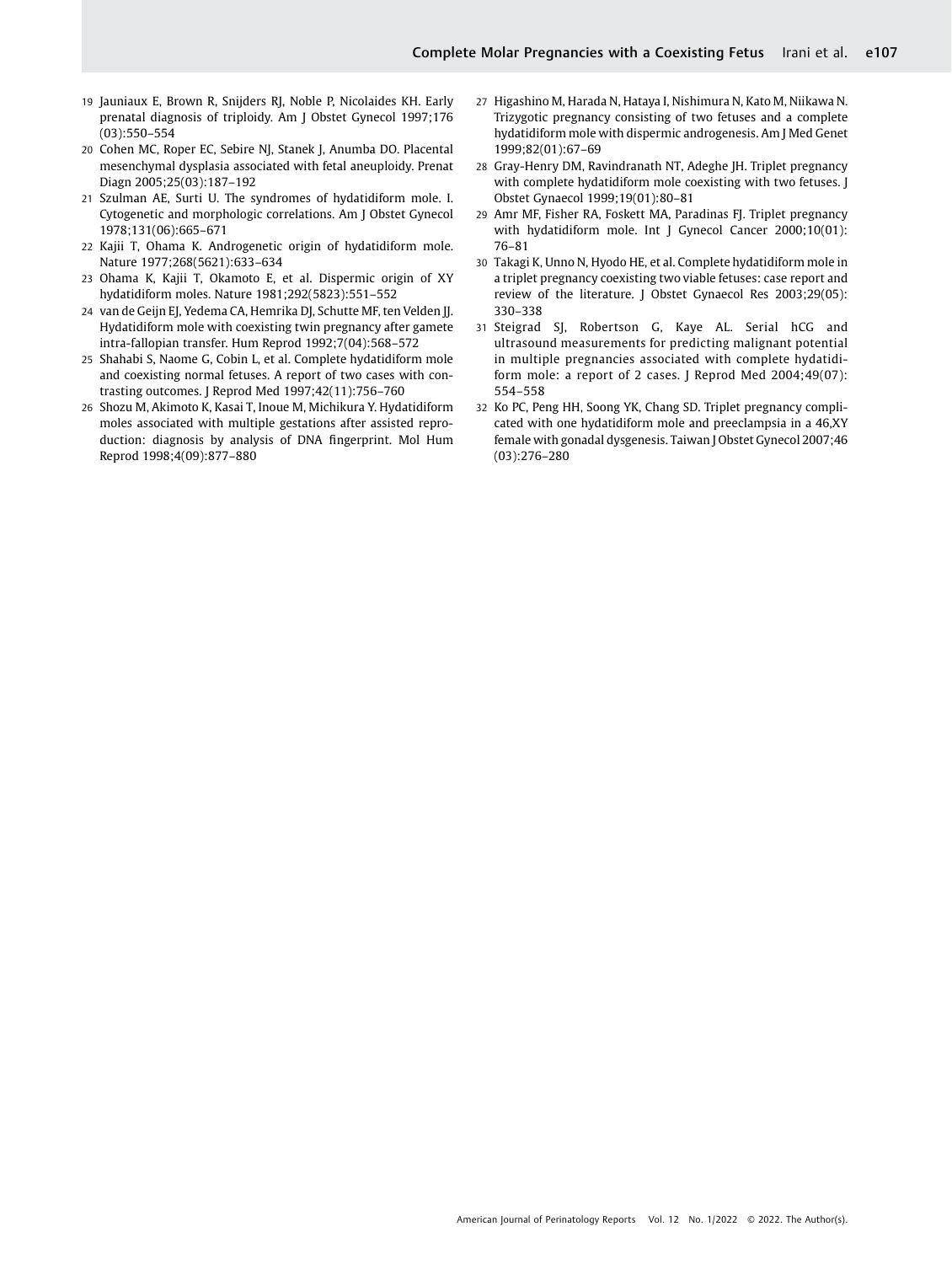19 Jauniaux E, Brown R, Snijders RJ, Noble P, Nicolaides KH. Early prenatal diagnosis of triploidy. Am J Obstet Gynecol 1997;176 (03):550–554

20 Cohen MC, Roper EC, Sebire NJ, Stanek J, Anumba DO. Placental mesenchymal dysplasia associated with fetal aneuploidy. Prenat Diagn 2005;25(03):187–192

21 Szulman AE, Surti U. The syndromes of hydatidiform mole. I. Cytogenetic and morphologic correlations. Am J Obstet Gynecol 1978;131(06):665–671

22 Kajii T, Ohama K. Androgenetic origin of hydatidiform mole. Nature 1977;268(5621):633–634

23 Ohama K, Kajii T, Okamoto E, et al. Dispermic origin of XY hydatidiform moles. Nature 1981;292(5823):551–552

24 van de Geijn EJ, Yedema CA, Hemrika DJ, Schutte MF, ten Velden JJ. Hydatidiform mole with coexisting twin pregnancy after gamete intra-fallopian transfer. Hum Reprod 1992;7(04):568–572

25 Shahabi S, Naome G, Cobin L, et al. Complete hydatidiform mole and coexisting normal fetuses. A report of two cases with contrasting outcomes. J Reprod Med 1997;42(11):756–760

26 Shozu M, Akimoto K, Kasai T, Inoue M, Michikura Y. Hydatidiform moles associated with multiple gestations after assisted reproduction: diagnosis by analysis of DNA fingerprint. Mol Hum Reprod 1998;4(09):877–880

27 Higashino M, Harada N, Hataya I, Nishimura N, Kato M, Niikawa N. Trizygotic pregnancy consisting of two fetuses and a complete hydatidiform mole with dispermic androgenesis. Am J Med Genet 1999;82(01):67–69

28 Gray-Henry DM, Ravindranath NT, Adeghe JH. Triplet pregnancy with complete hydatidiform mole coexisting with two fetuses. J Obstet Gynaecol 1999;19(01):80–81

29 Amr MF, Fisher RA, Foskett MA, Paradinas FJ. Triplet pregnancy with hydatidiform mole. Int J Gynecol Cancer 2000;10(01): 76–81

30 Takagi K, Unno N, Hyodo HE, et al. Complete hydatidiform mole in a triplet pregnancy coexisting two viable fetuses: case report and review of the literature. J Obstet Gynaecol Res 2003;29(05): 330–338

31 Steigrad SJ, Robertson G, Kaye AL. Serial hCG and ultrasound measurements for predicting malignant potential in multiple pregnancies associated with complete hydatidiform mole: a report of 2 cases. J Reprod Med 2004;49(07): 554–558

32 Ko PC, Peng HH, Soong YK, Chang SD. Triplet pregnancy complicated with one hydatidiform mole and preeclampsia in a 46,XY female with gonadal dysgenesis. Taiwan J Obstet Gynecol 2007;46 (03):276–280